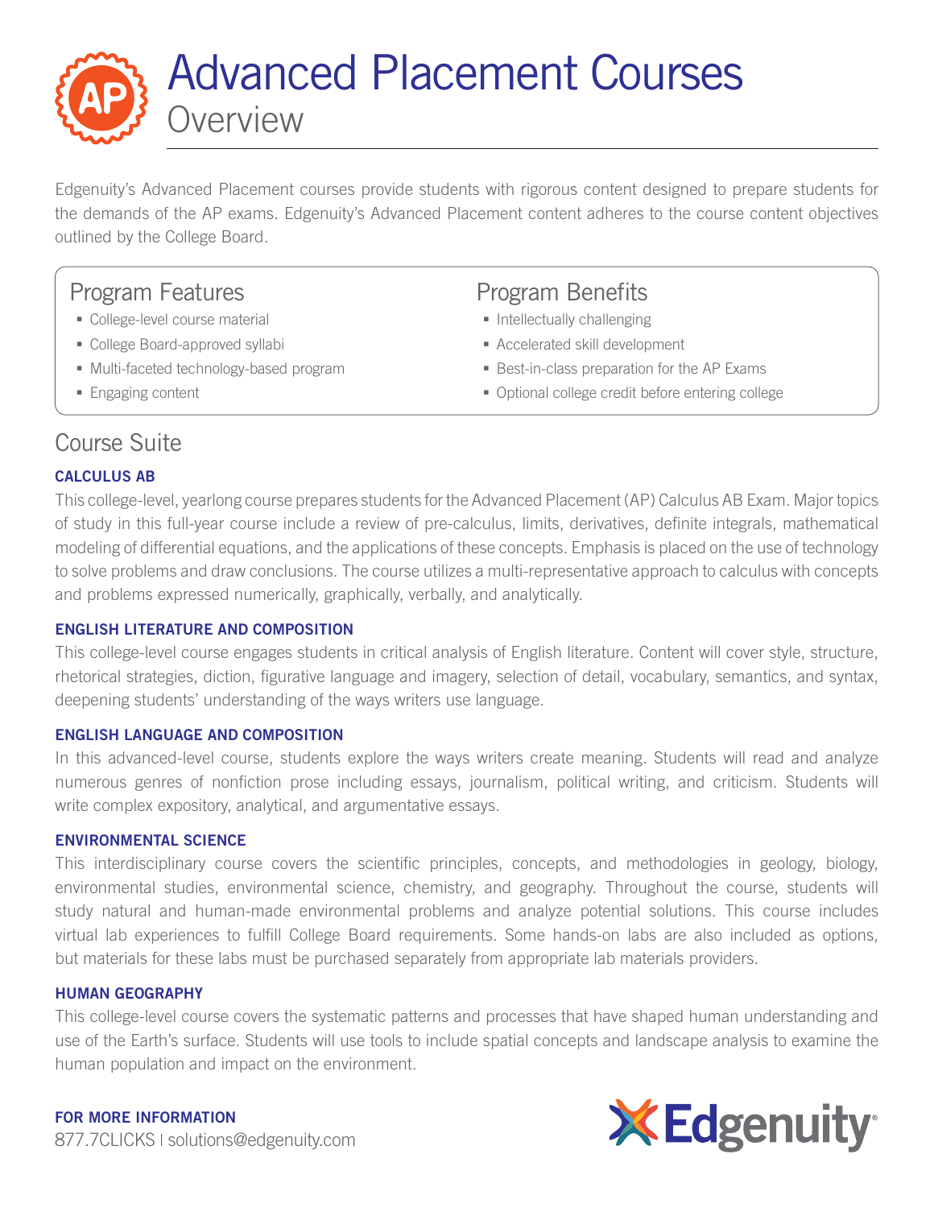# Advanced Placement Courses
## Overview

Edgenuity's Advanced Placement courses provide students with rigorous content designed to prepare students for the demands of the AP exams. Edgenuity's Advanced Placement content adheres to the course content objectives outlined by the College Board.

### Program Features

- College-level course material
- College Board-approved syllabi
- Multi-faceted technology-based program
- Engaging content

### Program Benefits

- Intellectually challenging
- Accelerated skill development
- Best-in-class preparation for the AP Exams
- Optional college credit before entering college

## Course Suite

**CALCULUS AB**

This college-level, yearlong course prepares students for the Advanced Placement (AP) Calculus AB Exam. Major topics of study in this full-year course include a review of pre-calculus, limits, derivatives, definite integrals, mathematical modeling of differential equations, and the applications of these concepts. Emphasis is placed on the use of technology to solve problems and draw conclusions. The course utilizes a multi-representative approach to calculus with concepts and problems expressed numerically, graphically, verbally, and analytically.

**ENGLISH LITERATURE AND COMPOSITION**

This college-level course engages students in critical analysis of English literature. Content will cover style, structure, rhetorical strategies, diction, figurative language and imagery, selection of detail, vocabulary, semantics, and syntax, deepening students' understanding of the ways writers use language.

**ENGLISH LANGUAGE AND COMPOSITION**

In this advanced-level course, students explore the ways writers create meaning. Students will read and analyze numerous genres of nonfiction prose including essays, journalism, political writing, and criticism. Students will write complex expository, analytical, and argumentative essays.

**ENVIRONMENTAL SCIENCE**

This interdisciplinary course covers the scientific principles, concepts, and methodologies in geology, biology, environmental studies, environmental science, chemistry, and geography. Throughout the course, students will study natural and human-made environmental problems and analyze potential solutions. This course includes virtual lab experiences to fulfill College Board requirements. Some hands-on labs are also included as options, but materials for these labs must be purchased separately from appropriate lab materials providers.

**HUMAN GEOGRAPHY**

This college-level course covers the systematic patterns and processes that have shaped human understanding and use of the Earth's surface. Students will use tools to include spatial concepts and landscape analysis to examine the human population and impact on the environment.

**FOR MORE INFORMATION**

877.7CLICKS | solutions@edgenuity.com

Edgenuity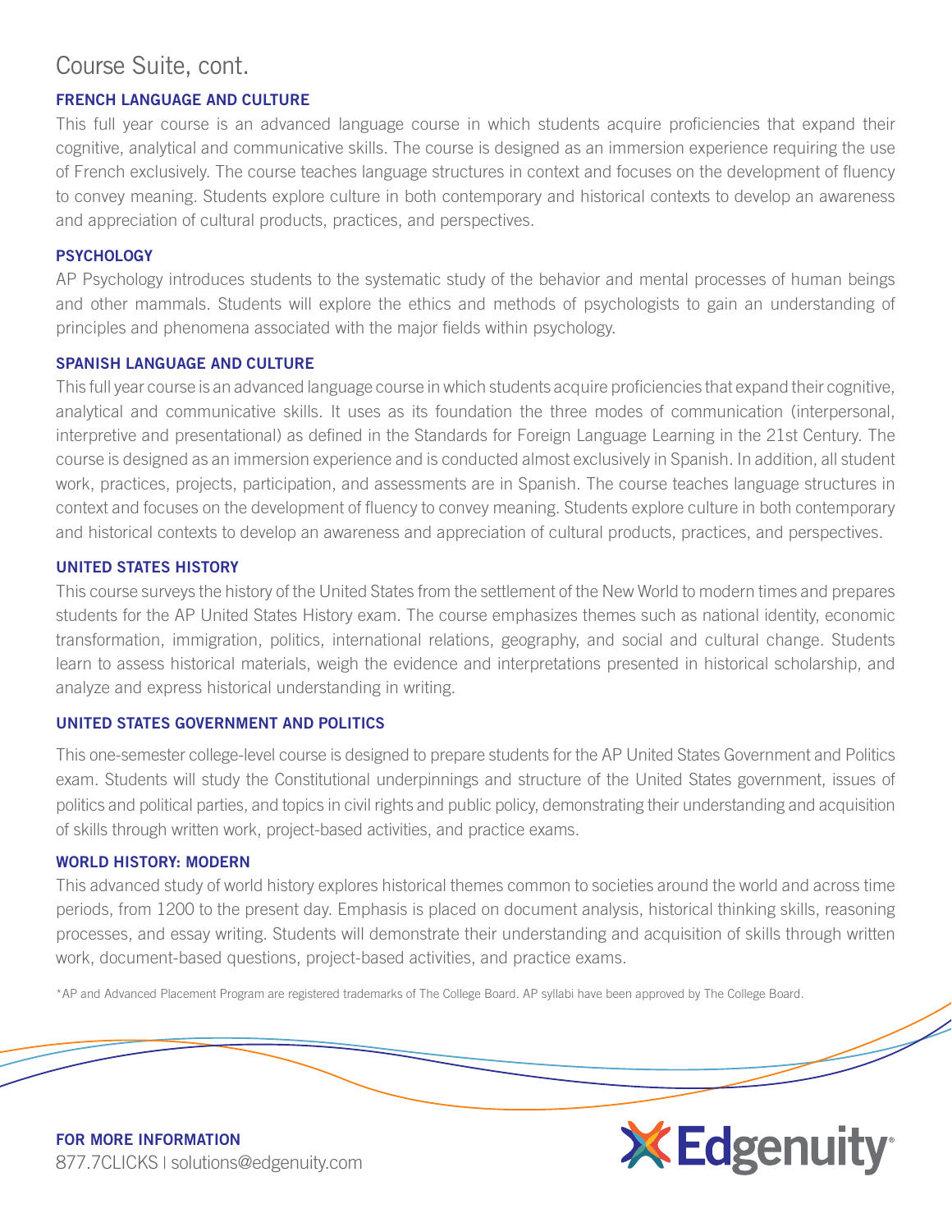# Course Suite, cont.

### FRENCH LANGUAGE AND CULTURE

This full year course is an advanced language course in which students acquire proficiencies that expand their cognitive, analytical and communicative skills. The course is designed as an immersion experience requiring the use of French exclusively. The course teaches language structures in context and focuses on the development of fluency to convey meaning. Students explore culture in both contemporary and historical contexts to develop an awareness and appreciation of cultural products, practices, and perspectives.

### PSYCHOLOGY

AP Psychology introduces students to the systematic study of the behavior and mental processes of human beings and other mammals. Students will explore the ethics and methods of psychologists to gain an understanding of principles and phenomena associated with the major fields within psychology.

### SPANISH LANGUAGE AND CULTURE

This full year course is an advanced language course in which students acquire proficiencies that expand their cognitive, analytical and communicative skills. It uses as its foundation the three modes of communication (interpersonal, interpretive and presentational) as defined in the Standards for Foreign Language Learning in the 21st Century. The course is designed as an immersion experience and is conducted almost exclusively in Spanish. In addition, all student work, practices, projects, participation, and assessments are in Spanish. The course teaches language structures in context and focuses on the development of fluency to convey meaning. Students explore culture in both contemporary and historical contexts to develop an awareness and appreciation of cultural products, practices, and perspectives.

### UNITED STATES HISTORY

This course surveys the history of the United States from the settlement of the New World to modern times and prepares students for the AP United States History exam. The course emphasizes themes such as national identity, economic transformation, immigration, politics, international relations, geography, and social and cultural change. Students learn to assess historical materials, weigh the evidence and interpretations presented in historical scholarship, and analyze and express historical understanding in writing.

### UNITED STATES GOVERNMENT AND POLITICS

This one-semester college-level course is designed to prepare students for the AP United States Government and Politics exam. Students will study the Constitutional underpinnings and structure of the United States government, issues of politics and political parties, and topics in civil rights and public policy, demonstrating their understanding and acquisition of skills through written work, project-based activities, and practice exams.

### WORLD HISTORY: MODERN

This advanced study of world history explores historical themes common to societies around the world and across time periods, from 1200 to the present day. Emphasis is placed on document analysis, historical thinking skills, reasoning processes, and essay writing. Students will demonstrate their understanding and acquisition of skills through written work, document-based questions, project-based activities, and practice exams.

*AP and Advanced Placement Program are registered trademarks of The College Board. AP syllabi have been approved by The College Board.

**FOR MORE INFORMATION**
877.7CLICKS | solutions@edgenuity.com

Edgenuity®